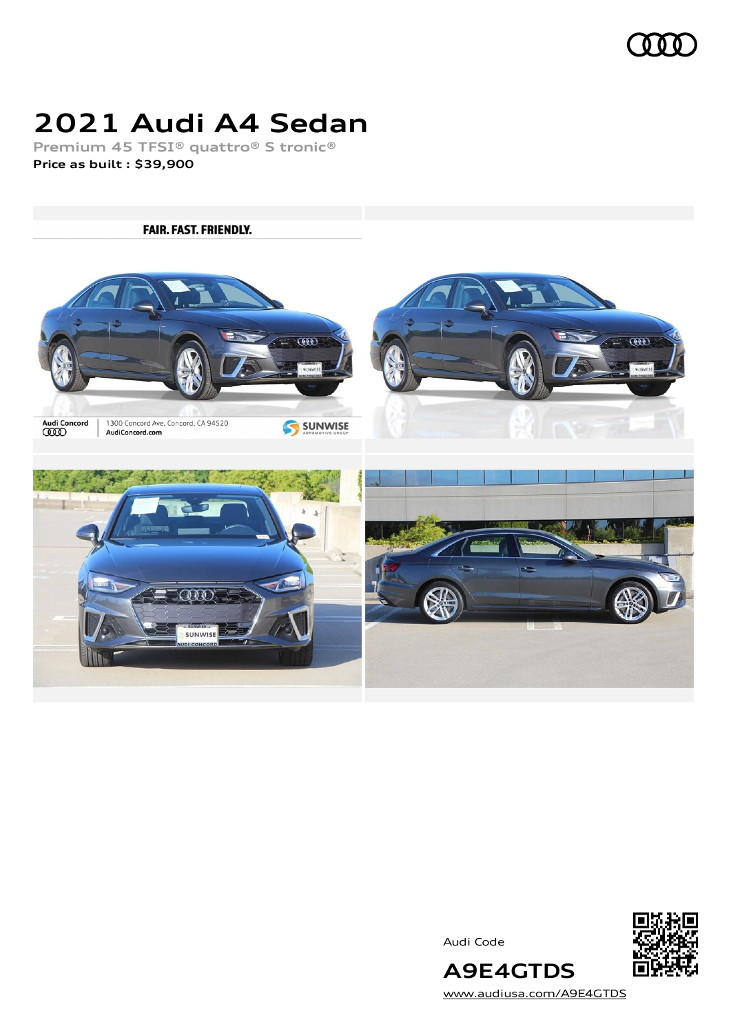# 2021 Audi A4 Sedan

Premium 45 TFSI® quattro® S tronic®

**Price as built : $39,900**

Audi Code

**A9E4GTDS**

www.audiusa.com/A9E4GTDS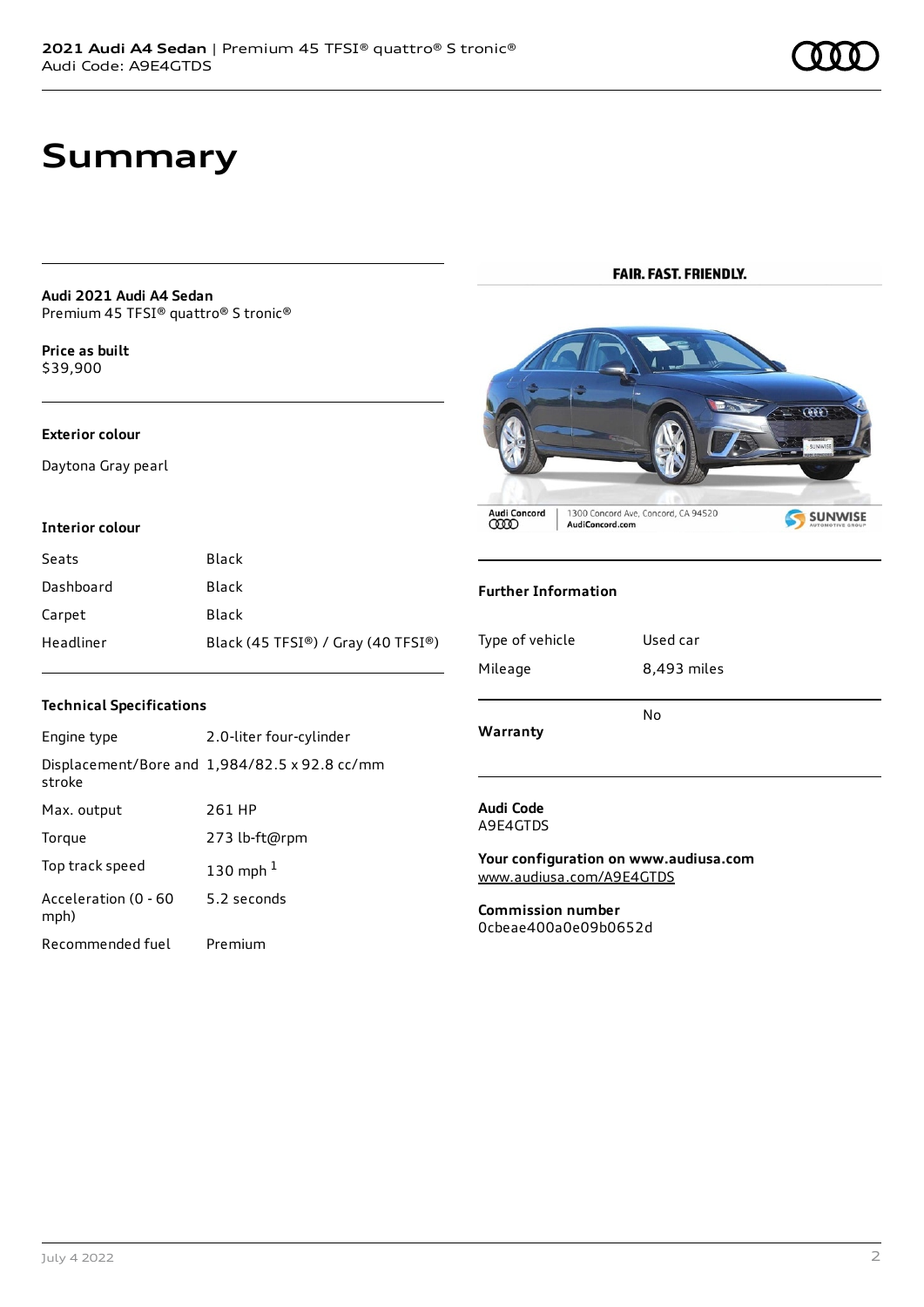# Summary

**Audi 2021 Audi A4 Sedan**
Premium 45 TFSI® quattro® S tronic®

**Price as built**
$39,900

### Exterior colour

Daytona Gray pearl

### Interior colour

| | |
|---|---|
| Seats | Black |
| Dashboard | Black |
| Carpet | Black |
| Headliner | Black (45 TFSI®) / Gray (40 TFSI®) |

### Technical Specifications

| | |
|---|---|
| Engine type | 2.0-liter four-cylinder |
| Displacement/Bore and stroke | 1,984/82.5 x 92.8 cc/mm |
| Max. output | 261 HP |
| Torque | 273 lb-ft@rpm |
| Top track speed | 130 mph [1] |
| Acceleration (0 - 60 mph) | 5.2 seconds |
| Recommended fuel | Premium |

FAIR. FAST. FRIENDLY.

Audi Concord | 1300 Concord Ave, Concord, CA 94520 | AudiConcord.com | SUNWISE AUTOMOTIVE GROUP

### Further Information

| | |
|---|---|
| Type of vehicle | Used car |
| Mileage | 8,493 miles |
| **Warranty** | No |

**Audi Code**
A9E4GTDS

**Your configuration on www.audiusa.com**
www.audiusa.com/A9E4GTDS

**Commission number**
0cbeae400a0e09b0652d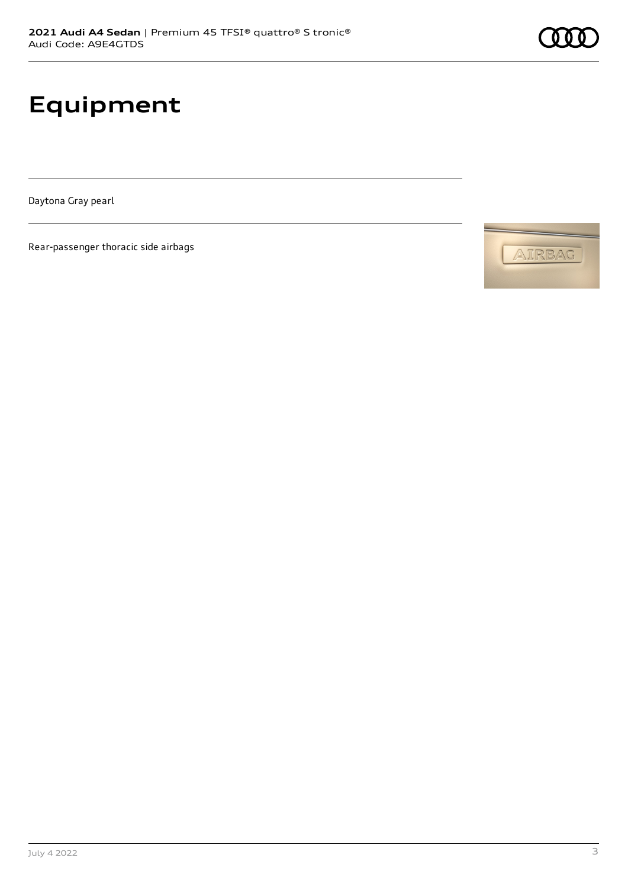# Equipment

Daytona Gray pearl

Rear-passenger thoracic side airbags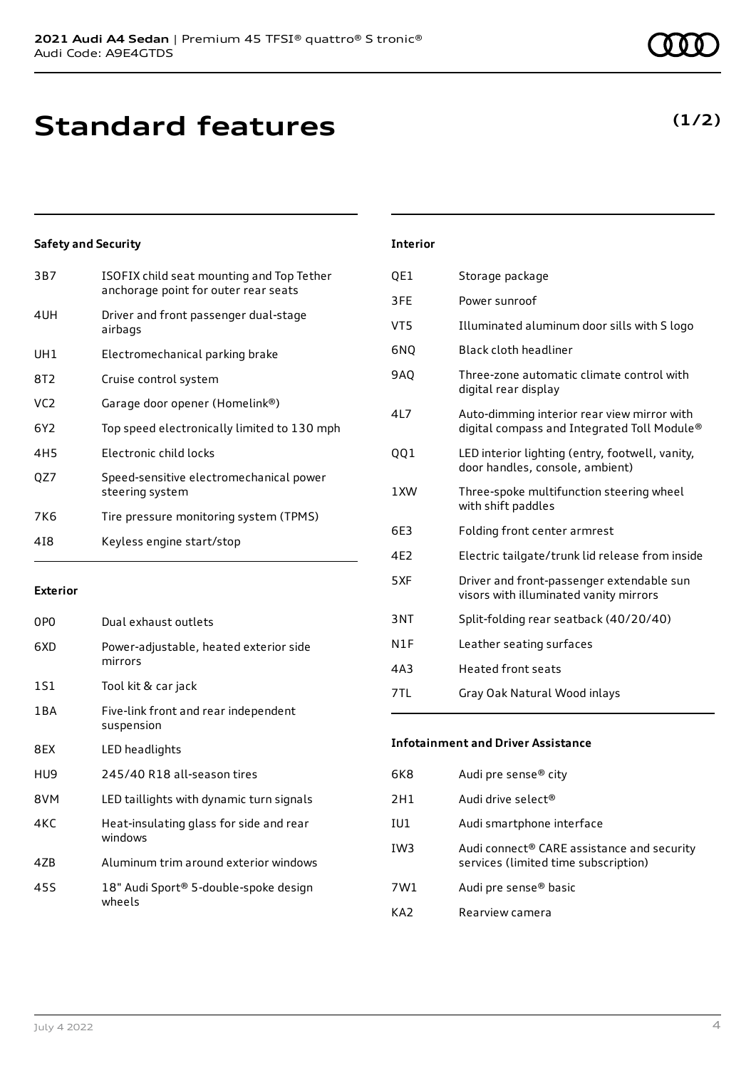# Standard features

**(1/2)**

### Safety and Security

| | |
|---|---|
| 3B7 | ISOFIX child seat mounting and Top Tether anchorage point for outer rear seats |
| 4UH | Driver and front passenger dual-stage airbags |
| UH1 | Electromechanical parking brake |
| 8T2 | Cruise control system |
| VC2 | Garage door opener (Homelink®) |
| 6Y2 | Top speed electronically limited to 130 mph |
| 4H5 | Electronic child locks |
| QZ7 | Speed-sensitive electromechanical power steering system |
| 7K6 | Tire pressure monitoring system (TPMS) |
| 4I8 | Keyless engine start/stop |

### Exterior

| | |
|---|---|
| 0P0 | Dual exhaust outlets |
| 6XD | Power-adjustable, heated exterior side mirrors |
| 1S1 | Tool kit & car jack |
| 1BA | Five-link front and rear independent suspension |
| 8EX | LED headlights |
| HU9 | 245/40 R18 all-season tires |
| 8VM | LED taillights with dynamic turn signals |
| 4KC | Heat-insulating glass for side and rear windows |
| 4ZB | Aluminum trim around exterior windows |
| 45S | 18" Audi Sport® 5-double-spoke design wheels |

### Interior

| | |
|---|---|
| QE1 | Storage package |
| 3FE | Power sunroof |
| VT5 | Illuminated aluminum door sills with S logo |
| 6NQ | Black cloth headliner |
| 9AQ | Three-zone automatic climate control with digital rear display |
| 4L7 | Auto-dimming interior rear view mirror with digital compass and Integrated Toll Module® |
| QQ1 | LED interior lighting (entry, footwell, vanity, door handles, console, ambient) |
| 1XW | Three-spoke multifunction steering wheel with shift paddles |
| 6E3 | Folding front center armrest |
| 4E2 | Electric tailgate/trunk lid release from inside |
| 5XF | Driver and front-passenger extendable sun visors with illuminated vanity mirrors |
| 3NT | Split-folding rear seatback (40/20/40) |
| N1F | Leather seating surfaces |
| 4A3 | Heated front seats |
| 7TL | Gray Oak Natural Wood inlays |

### Infotainment and Driver Assistance

| | |
|---|---|
| 6K8 | Audi pre sense® city |
| 2H1 | Audi drive select® |
| IU1 | Audi smartphone interface |
| IW3 | Audi connect® CARE assistance and security services (limited time subscription) |
| 7W1 | Audi pre sense® basic |
| KA2 | Rearview camera |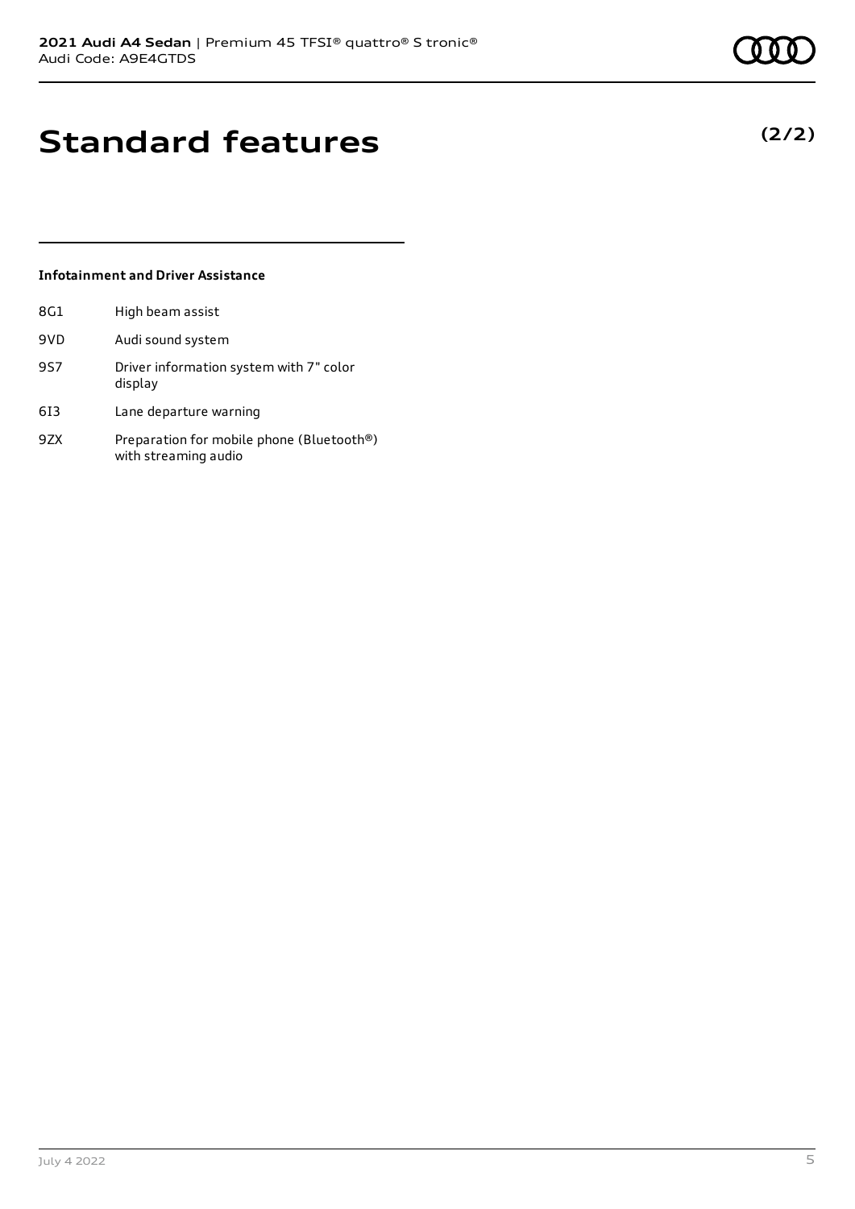# Standard features

**(2/2)**

### Infotainment and Driver Assistance

| | |
|---|---|
| 8G1 | High beam assist |
| 9VD | Audi sound system |
| 9S7 | Driver information system with 7" color display |
| 6I3 | Lane departure warning |
| 9ZX | Preparation for mobile phone (Bluetooth®) with streaming audio |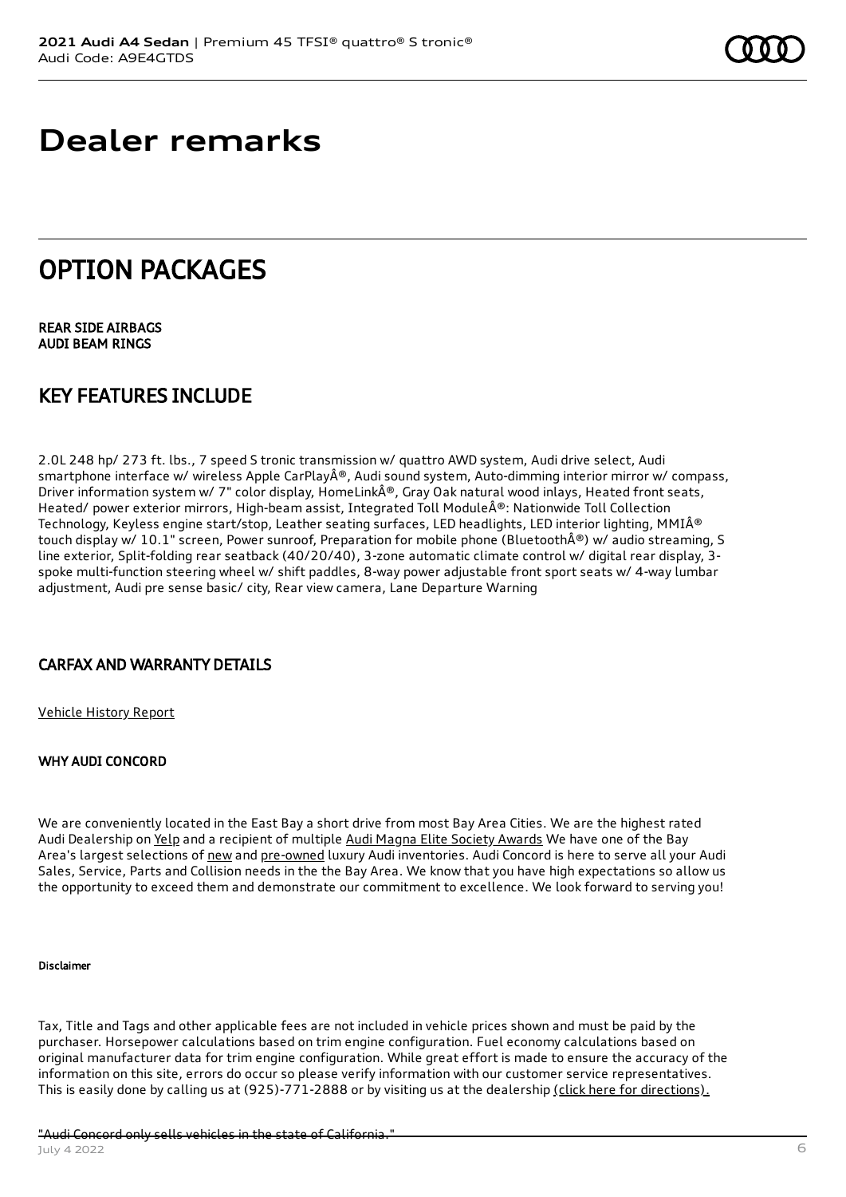# Dealer remarks

## OPTION PACKAGES

REAR SIDE AIRBAGS
AUDI BEAM RINGS

## KEY FEATURES INCLUDE

2.0L 248 hp/ 273 ft. lbs., 7 speed S tronic transmission w/ quattro AWD system, Audi drive select, Audi smartphone interface w/ wireless Apple CarPlayÂ®, Audi sound system, Auto-dimming interior mirror w/ compass, Driver information system w/ 7" color display, HomeLinkÂ®, Gray Oak natural wood inlays, Heated front seats, Heated/ power exterior mirrors, High-beam assist, Integrated Toll ModuleÂ®: Nationwide Toll Collection Technology, Keyless engine start/stop, Leather seating surfaces, LED headlights, LED interior lighting, MMIÂ® touch display w/ 10.1" screen, Power sunroof, Preparation for mobile phone (BluetoothÂ®) w/ audio streaming, S line exterior, Split-folding rear seatback (40/20/40), 3-zone automatic climate control w/ digital rear display, 3-spoke multi-function steering wheel w/ shift paddles, 8-way power adjustable front sport seats w/ 4-way lumbar adjustment, Audi pre sense basic/ city, Rear view camera, Lane Departure Warning

### CARFAX AND WARRANTY DETAILS

Vehicle History Report

#### WHY AUDI CONCORD

We are conveniently located in the East Bay a short drive from most Bay Area Cities. We are the highest rated Audi Dealership on Yelp and a recipient of multiple Audi Magna Elite Society Awards We have one of the Bay Area's largest selections of new and pre-owned luxury Audi inventories. Audi Concord is here to serve all your Audi Sales, Service, Parts and Collision needs in the Bay Area. We know that you have high expectations so allow us the opportunity to exceed them and demonstrate our commitment to excellence. We look forward to serving you!

##### Disclaimer

Tax, Title and Tags and other applicable fees are not included in vehicle prices shown and must be paid by the purchaser. Horsepower calculations based on trim engine configuration. Fuel economy calculations based on original manufacturer data for trim engine configuration. While great effort is made to ensure the accuracy of the information on this site, errors do occur so please verify information with our customer service representatives. This is easily done by calling us at (925)-771-2888 or by visiting us at the dealership (click here for directions).

"Audi Concord only sells vehicles in the state of California."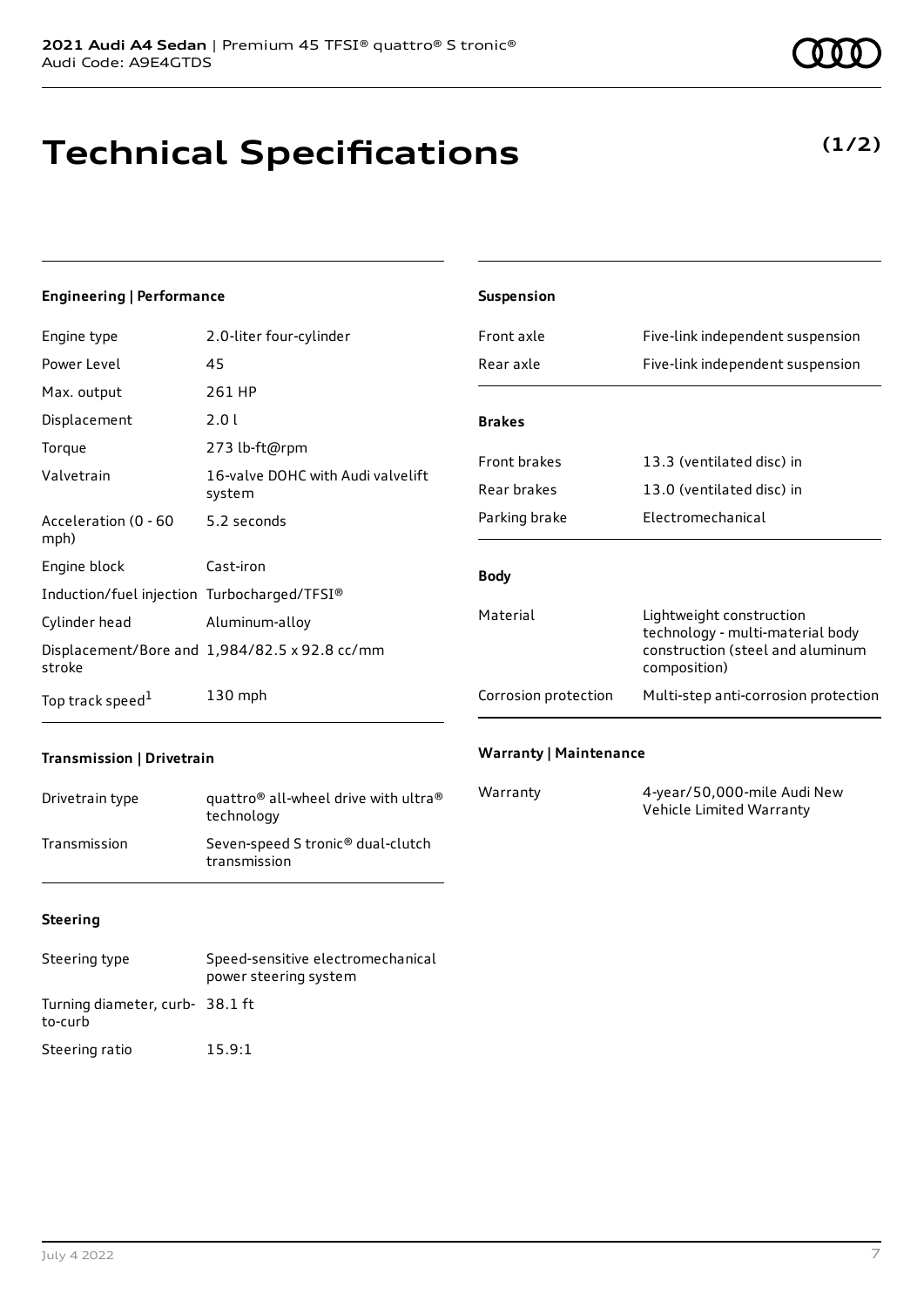# Technical Specifications

**(1/2)**

### Engineering | Performance

| | |
|---|---|
| Engine type | 2.0-liter four-cylinder |
| Power Level | 45 |
| Max. output | 261 HP |
| Displacement | 2.0 l |
| Torque | 273 lb-ft@rpm |
| Valvetrain | 16-valve DOHC with Audi valvelift system |
| Acceleration (0 - 60 mph) | 5.2 seconds |
| Engine block | Cast-iron |
| Induction/fuel injection | Turbocharged/TFSI® |
| Cylinder head | Aluminum-alloy |
| Displacement/Bore and stroke | 1,984/82.5 x 92.8 cc/mm |
| Top track speed[1] | 130 mph |

### Transmission | Drivetrain

| | |
|---|---|
| Drivetrain type | quattro® all-wheel drive with ultra® technology |
| Transmission | Seven-speed S tronic® dual-clutch transmission |

### Steering

| | |
|---|---|
| Steering type | Speed-sensitive electromechanical power steering system |
| Turning diameter, curb-to-curb | 38.1 ft |
| Steering ratio | 15.9:1 |

### Suspension

| | |
|---|---|
| Front axle | Five-link independent suspension |
| Rear axle | Five-link independent suspension |

### Brakes

| | |
|---|---|
| Front brakes | 13.3 (ventilated disc) in |
| Rear brakes | 13.0 (ventilated disc) in |
| Parking brake | Electromechanical |

### Body

| | |
|---|---|
| Material | Lightweight construction technology - multi-material body construction (steel and aluminum composition) |
| Corrosion protection | Multi-step anti-corrosion protection |

### Warranty | Maintenance

| | |
|---|---|
| Warranty | 4-year/50,000-mile Audi New Vehicle Limited Warranty |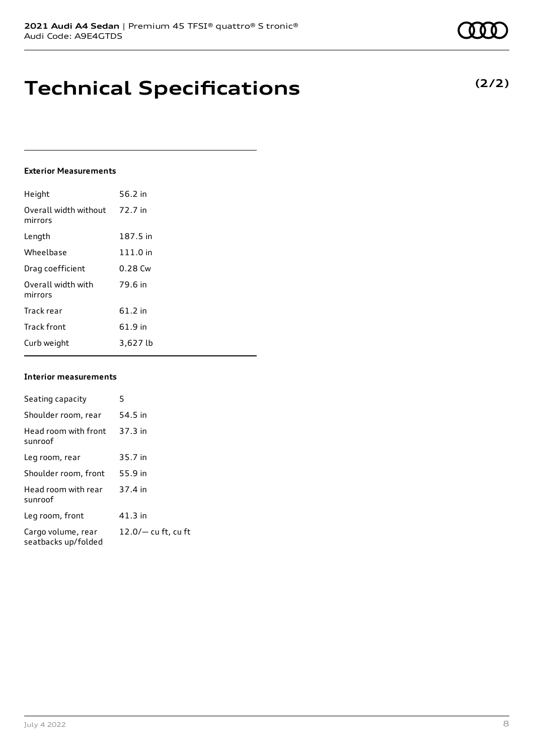# Technical Specifications

**(2/2)**

### Exterior Measurements

| | |
|---|---|
| Height | 56.2 in |
| Overall width without mirrors | 72.7 in |
| Length | 187.5 in |
| Wheelbase | 111.0 in |
| Drag coefficient | 0.28 Cw |
| Overall width with mirrors | 79.6 in |
| Track rear | 61.2 in |
| Track front | 61.9 in |
| Curb weight | 3,627 lb |

### Interior measurements

| | |
|---|---|
| Seating capacity | 5 |
| Shoulder room, rear | 54.5 in |
| Head room with front sunroof | 37.3 in |
| Leg room, rear | 35.7 in |
| Shoulder room, front | 55.9 in |
| Head room with rear sunroof | 37.4 in |
| Leg room, front | 41.3 in |
| Cargo volume, rear seatbacks up/folded | 12.0/— cu ft, cu ft |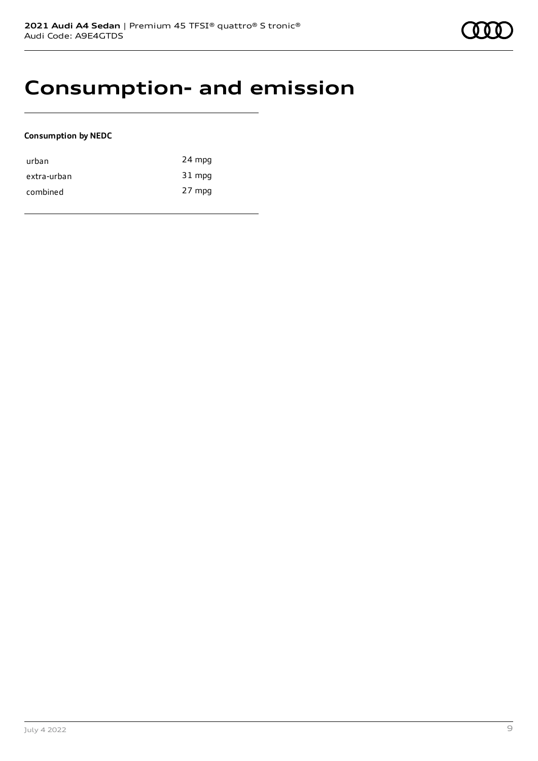# Consumption- and emission

**Consumption by NEDC**

| | |
|---|---|
| urban | 24 mpg |
| extra-urban | 31 mpg |
| combined | 27 mpg |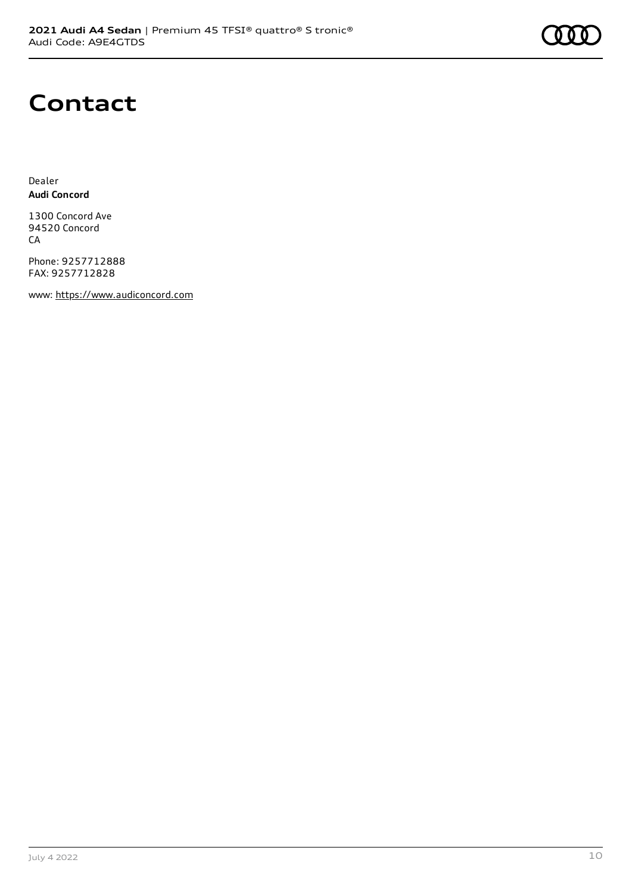# Contact

Dealer
**Audi Concord**

1300 Concord Ave
94520 Concord
CA

Phone: 9257712888
FAX: 9257712828

www: https://www.audiconcord.com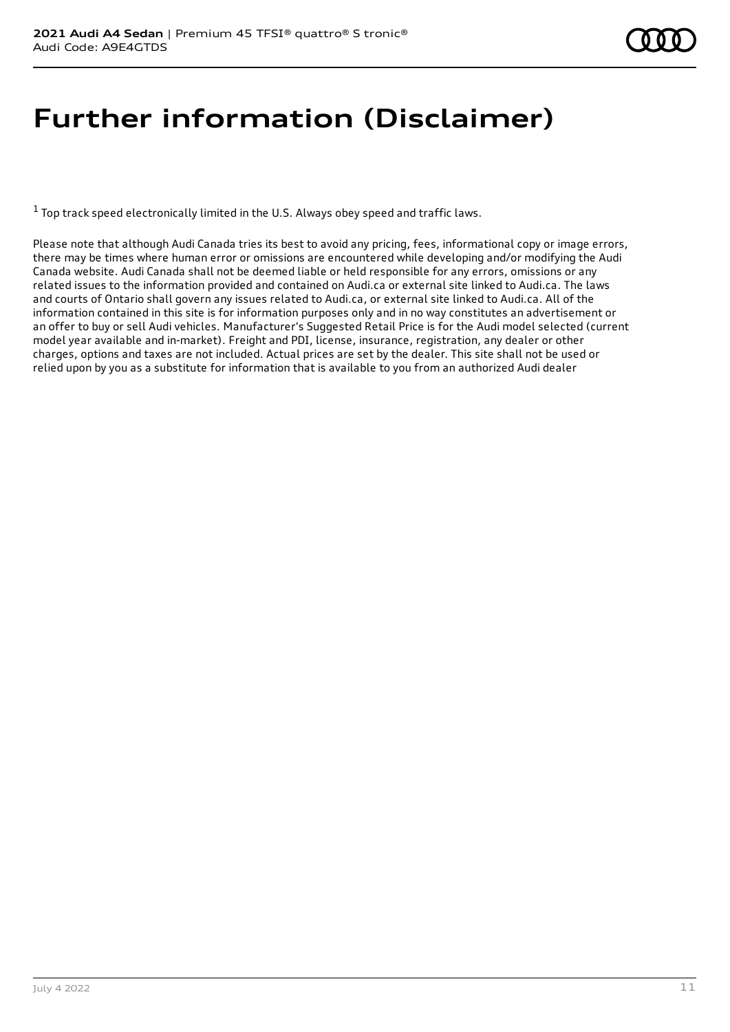# Further information (Disclaimer)

[1] Top track speed electronically limited in the U.S. Always obey speed and traffic laws.

Please note that although Audi Canada tries its best to avoid any pricing, fees, informational copy or image errors, there may be times where human error or omissions are encountered while developing and/or modifying the Audi Canada website. Audi Canada shall not be deemed liable or held responsible for any errors, omissions or any related issues to the information provided and contained on Audi.ca or external site linked to Audi.ca. The laws and courts of Ontario shall govern any issues related to Audi.ca, or external site linked to Audi.ca. All of the information contained in this site is for information purposes only and in no way constitutes an advertisement or an offer to buy or sell Audi vehicles. Manufacturer's Suggested Retail Price is for the Audi model selected (current model year available and in-market). Freight and PDI, license, insurance, registration, any dealer or other charges, options and taxes are not included. Actual prices are set by the dealer. This site shall not be used or relied upon by you as a substitute for information that is available to you from an authorized Audi dealer